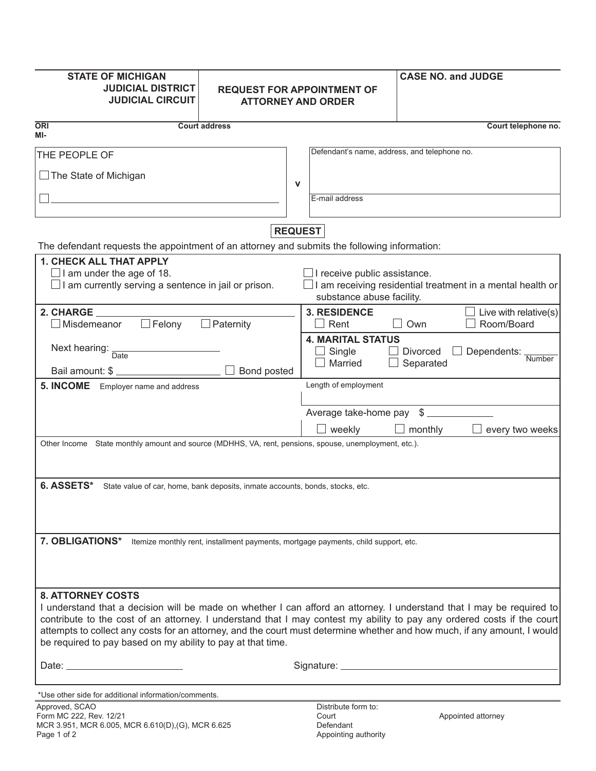| STATE OF MICHIGAN<br>JUDICIAL DISTRICT<br>JUDICIAL CIRCUIT | REQUEST FOR APPOINTMENT OF ATTORNEY AND ORDER | CASE NO. and JUDGE |
|---|---|---|

ORI
MI-

Court address

Court telephone no.

THE PEOPLE OF

☐ The State of Michigan

☐ ______________________________

v

Defendant's name, address, and telephone no.

E-mail address

## REQUEST

The defendant requests the appointment of an attorney and submits the following information:

**1. CHECK ALL THAT APPLY**

☐ I am under the age of 18.

☐ I am currently serving a sentence in jail or prison.

☐ I receive public assistance.

☐ I am receiving residential treatment in a mental health or substance abuse facility.

**2. CHARGE** ______________________________

☐ Misdemeanor ☐ Felony ☐ Paternity

Next hearing: ____________________
Date

Bail amount: $ ____________________ ☐ Bond posted

**3. RESIDENCE**

☐ Rent ☐ Own ☐ Live with relative(s) ☐ Room/Board

**4. MARITAL STATUS**

☐ Single ☐ Married ☐ Divorced ☐ Separated ☐ Dependents: ________
Number

**5. INCOME** Employer name and address

Length of employment

Average take-home pay $ ____________

☐ weekly ☐ monthly ☐ every two weeks

Other Income State monthly amount and source (MDHHS, VA, rent, pensions, spouse, unemployment, etc.).

**6. ASSETS*** State value of car, home, bank deposits, inmate accounts, bonds, stocks, etc.

**7. OBLIGATIONS*** Itemize monthly rent, installment payments, mortgage payments, child support, etc.

**8. ATTORNEY COSTS**

I understand that a decision will be made on whether I can afford an attorney. I understand that I may be required to contribute to the cost of an attorney. I understand that I may contest my ability to pay any ordered costs if the court attempts to collect any costs for an attorney, and the court must determine whether and how much, if any amount, I would be required to pay based on my ability to pay at that time.

Date: ____________________ Signature: ______________________________

*Use other side for additional information/comments.

Approved, SCAO
Form MC 222, Rev. 12/21
MCR 3.951, MCR 6.005, MCR 6.610(D),(G), MCR 6.625

Distribute form to:
Court
Defendant
Appointing authority
Appointed attorney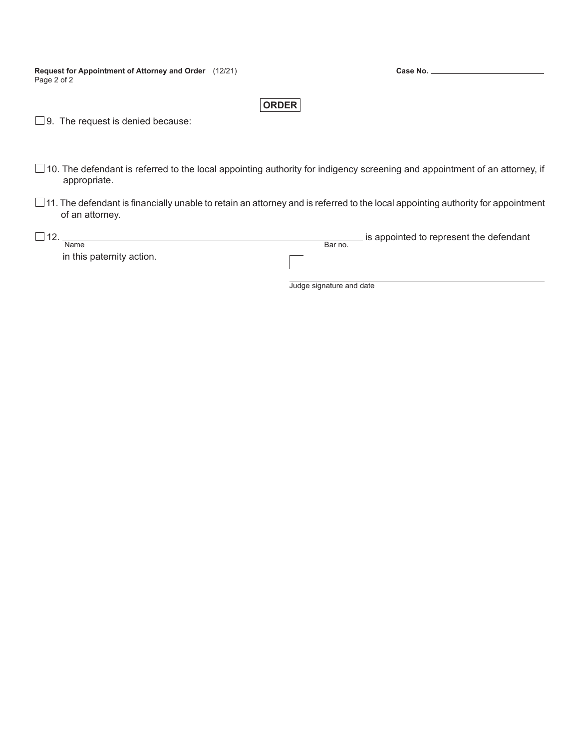Case No. ______________________

## ORDER

☐ 9. The request is denied because:

☐ 10. The defendant is referred to the local appointing authority for indigency screening and appointment of an attorney, if appropriate.

☐ 11. The defendant is financially unable to retain an attorney and is referred to the local appointing authority for appointment of an attorney.

☐ 12. ______________________________ (Name) ______ (Bar no.) is appointed to represent the defendant in this paternity action.

______________________________
Judge signature and date